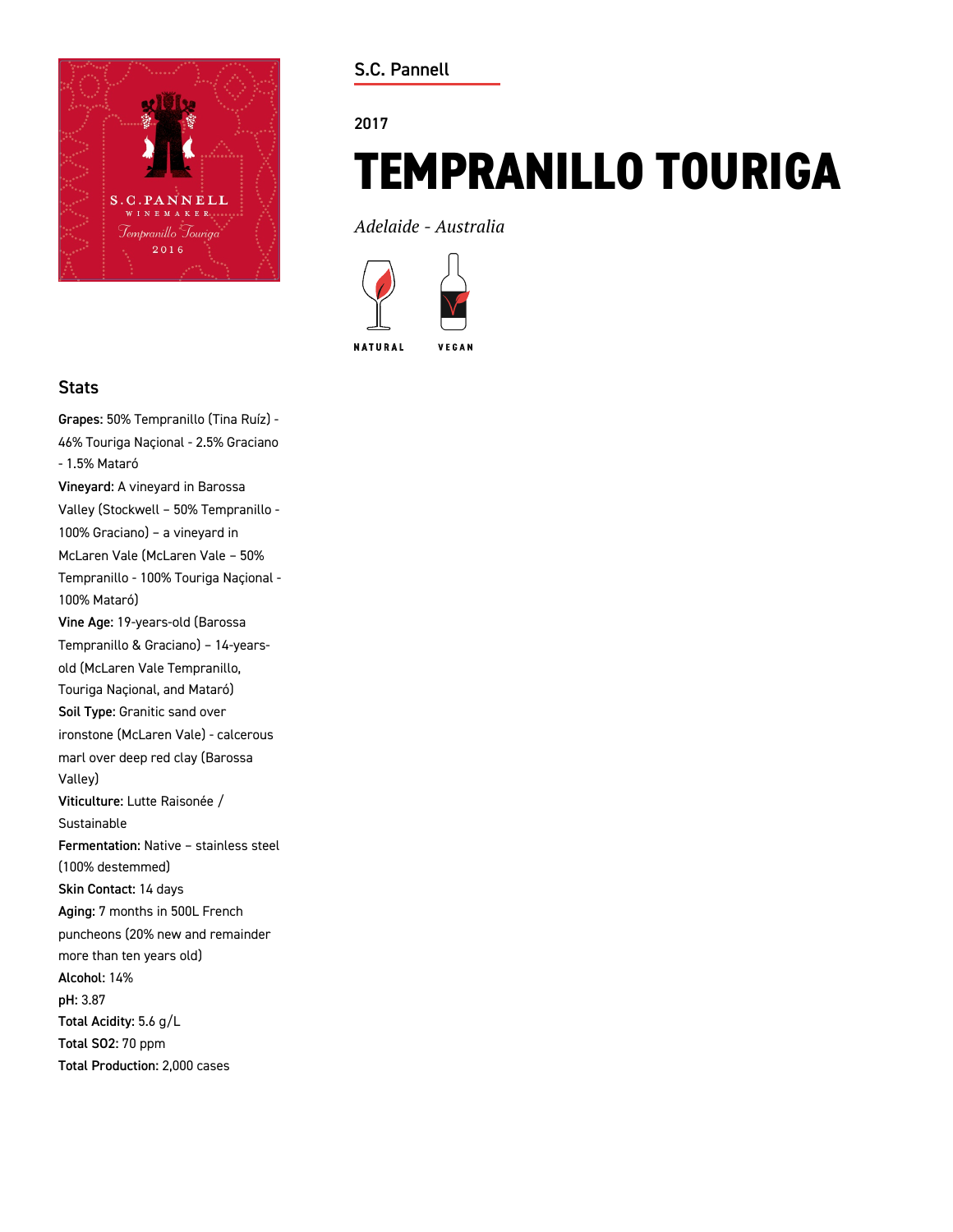S.C. Pannell

2017

# TEMPRANILLO TOURIGA

*Adelaide - Australia*

NATURAL VEGAN

## Stats

**Grapes:** 50% Tempranillo (Tina Ruíz) - 46% Touriga Naçional - 2.5% Graciano - 1.5% Mataró

**Vineyard:** A vineyard in Barossa Valley (Stockwell – 50% Tempranillo - 100% Graciano) – a vineyard in McLaren Vale (McLaren Vale – 50% Tempranillo - 100% Touriga Naçional - 100% Mataró)

**Vine Age:** 19-years-old (Barossa Tempranillo & Graciano) – 14-years-old (McLaren Vale Tempranillo, Touriga Naçional, and Mataró)

**Soil Type:** Granitic sand over ironstone (McLaren Vale) - calcerous marl over deep red clay (Barossa Valley)

**Viticulture:** Lutte Raisonée / Sustainable

**Fermentation:** Native – stainless steel (100% destemmed)

**Skin Contact:** 14 days

**Aging:** 7 months in 500L French puncheons (20% new and remainder more than ten years old)

**Alcohol:** 14%

**pH:** 3.87

**Total Acidity:** 5.6 g/L

**Total SO2:** 70 ppm

**Total Production:** 2,000 cases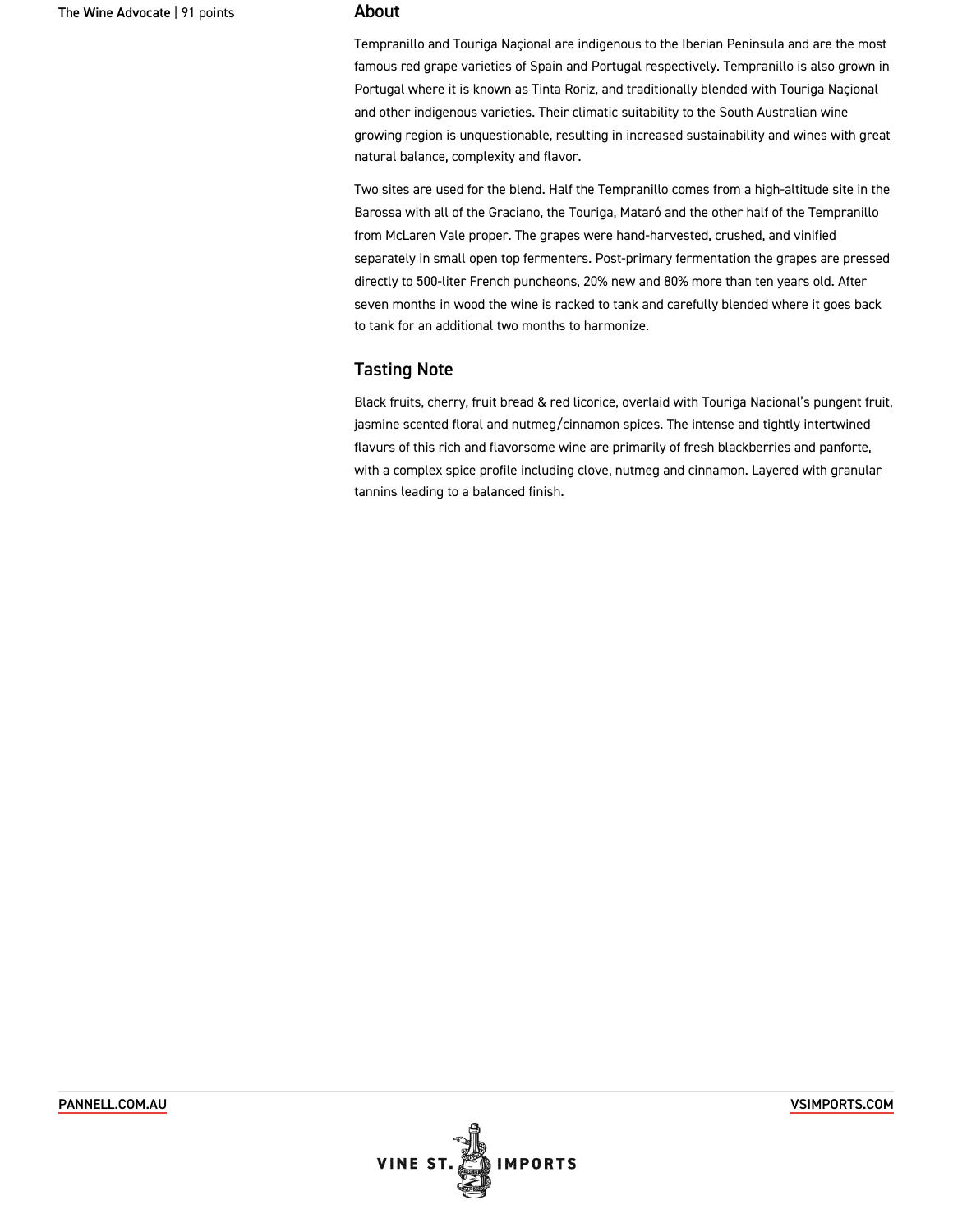**The Wine Advocate** | 91 points

## About

Tempranillo and Touriga Naçional are indigenous to the Iberian Peninsula and are the most famous red grape varieties of Spain and Portugal respectively. Tempranillo is also grown in Portugal where it is known as Tinta Roriz, and traditionally blended with Touriga Naçional and other indigenous varieties. Their climatic suitability to the South Australian wine growing region is unquestionable, resulting in increased sustainability and wines with great natural balance, complexity and flavor.

Two sites are used for the blend. Half the Tempranillo comes from a high-altitude site in the Barossa with all of the Graciano, the Touriga, Mataró and the other half of the Tempranillo from McLaren Vale proper. The grapes were hand-harvested, crushed, and vinified separately in small open top fermenters. Post-primary fermentation the grapes are pressed directly to 500-liter French puncheons, 20% new and 80% more than ten years old. After seven months in wood the wine is racked to tank and carefully blended where it goes back to tank for an additional two months to harmonize.

## Tasting Note

Black fruits, cherry, fruit bread & red licorice, overlaid with Touriga Nacional's pungent fruit, jasmine scented floral and nutmeg/cinnamon spices. The intense and tightly intertwined flavurs of this rich and flavorsome wine are primarily of fresh blackberries and panforte, with a complex spice profile including clove, nutmeg and cinnamon. Layered with granular tannins leading to a balanced finish.

PANNELL.COM.AU

VSIMPORTS.COM

VINE ST. IMPORTS